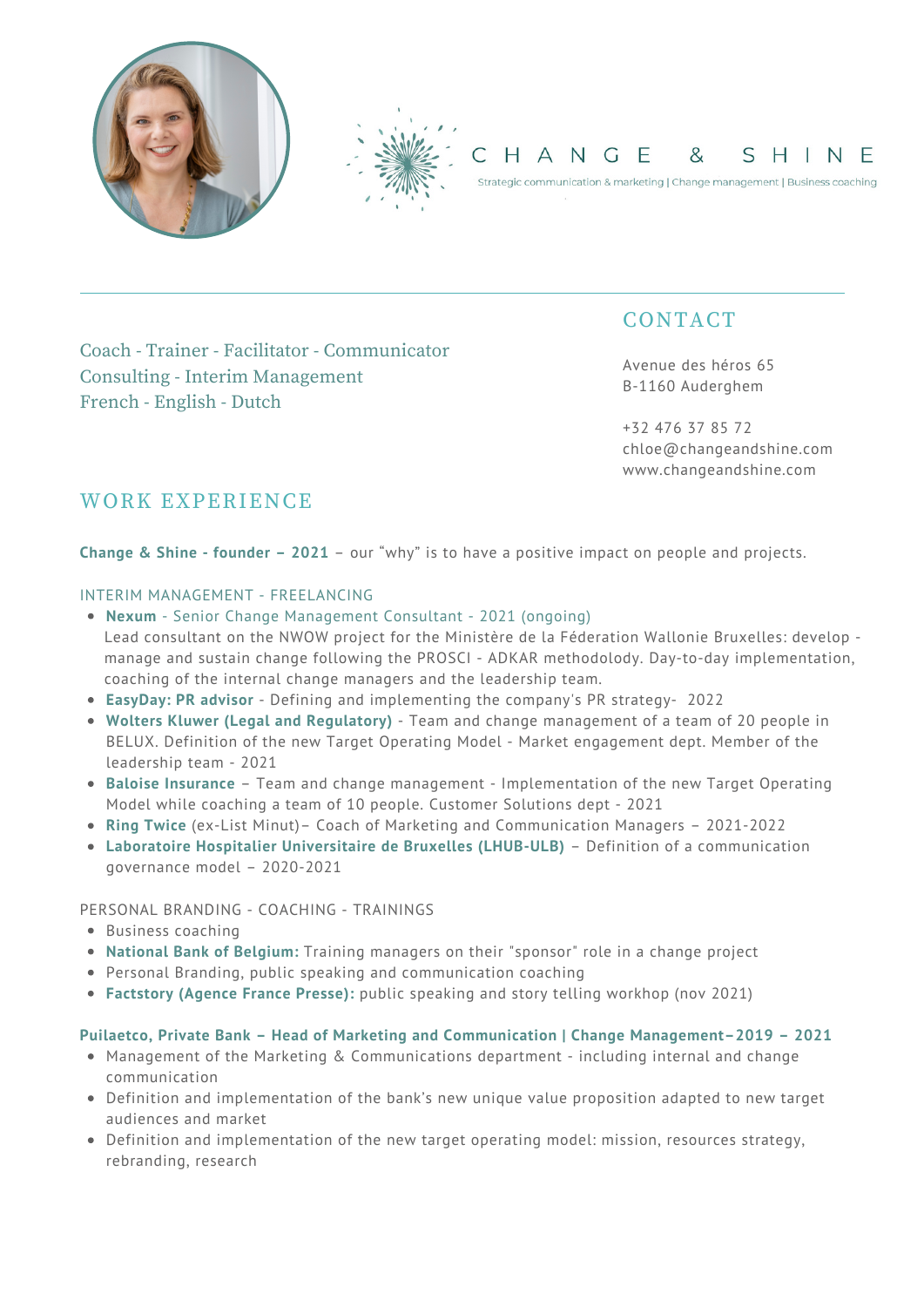# CHANGE & SHINE

Strategic communication & marketing | Change management | Business coaching

Coach - Trainer - Facilitator - Communicator
Consulting - Interim Management
French - English - Dutch

## CONTACT

Avenue des héros 65
B-1160 Auderghem

+32 476 37 85 72
chloe@changeandshine.com
www.changeandshine.com

## WORK EXPERIENCE

**Change & Shine - founder – 2021** – our “why” is to have a positive impact on people and projects.

INTERIM MANAGEMENT - FREELANCING

- **Nexum** - Senior Change Management Consultant - 2021 (ongoing)
  Lead consultant on the NWOW project for the Ministère de la Féderation Wallonie Bruxelles: develop - manage and sustain change following the PROSCI - ADKAR methodolody. Day-to-day implementation, coaching of the internal change managers and the leadership team.
- **EasyDay: PR advisor** - Defining and implementing the company's PR strategy- 2022
- **Wolters Kluwer (Legal and Regulatory)** - Team and change management of a team of 20 people in BELUX. Definition of the new Target Operating Model - Market engagement dept. Member of the leadership team - 2021
- **Baloise Insurance** – Team and change management - Implementation of the new Target Operating Model while coaching a team of 10 people. Customer Solutions dept - 2021
- **Ring Twice** (ex-List Minut)– Coach of Marketing and Communication Managers – 2021-2022
- **Laboratoire Hospitalier Universitaire de Bruxelles (LHUB-ULB)** – Definition of a communication governance model – 2020-2021

PERSONAL BRANDING - COACHING - TRAININGS

- Business coaching
- **National Bank of Belgium:** Training managers on their "sponsor" role in a change project
- Personal Branding, public speaking and communication coaching
- **Factstory (Agence France Presse):** public speaking and story telling workhop (nov 2021)

**Puilaetco, Private Bank – Head of Marketing and Communication | Change Management–2019 – 2021**

- Management of the Marketing & Communications department - including internal and change communication
- Definition and implementation of the bank’s new unique value proposition adapted to new target audiences and market
- Definition and implementation of the new target operating model: mission, resources strategy, rebranding, research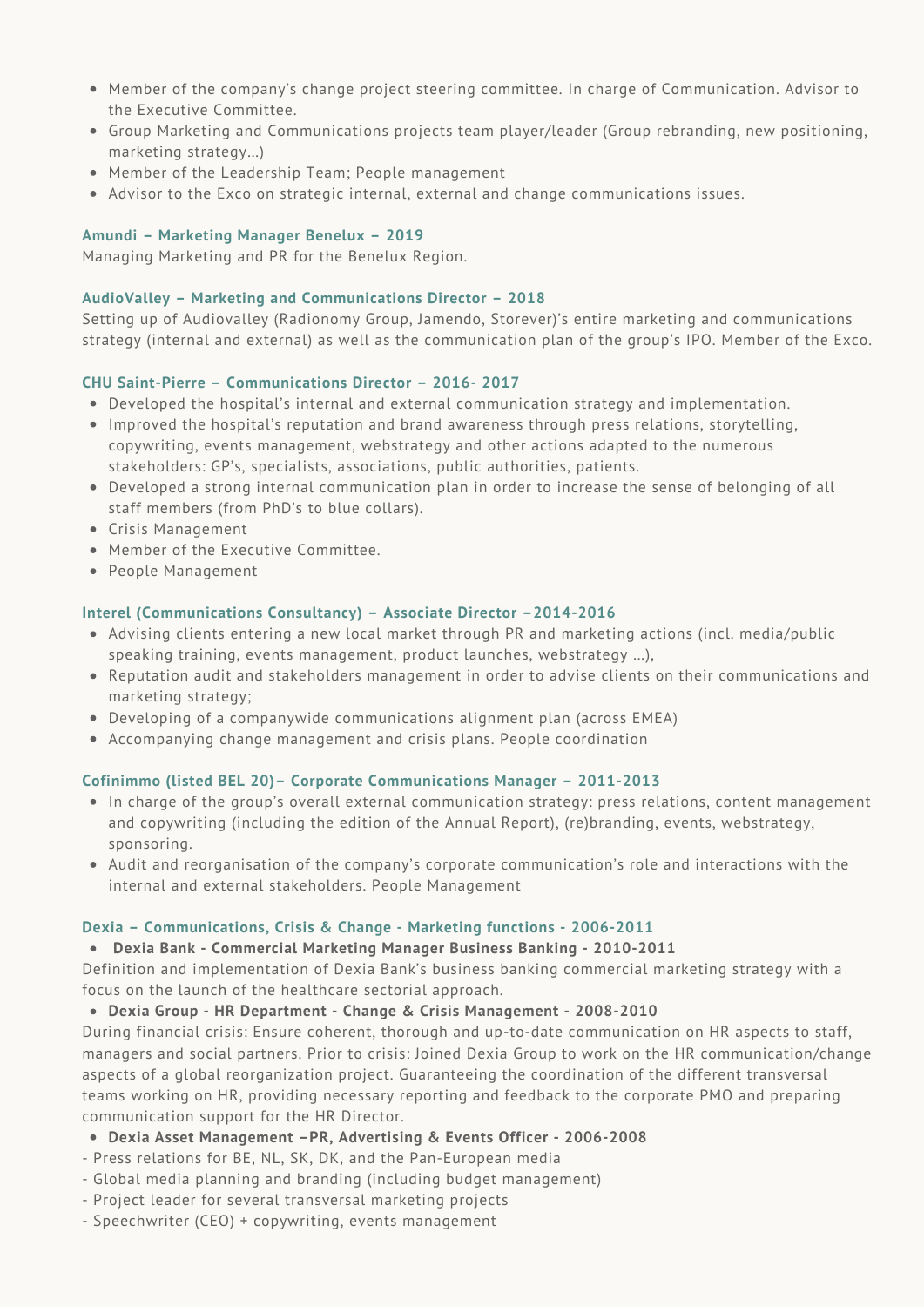- Member of the company's change project steering committee. In charge of Communication. Advisor to the Executive Committee.
- Group Marketing and Communications projects team player/leader (Group rebranding, new positioning, marketing strategy…)
- Member of the Leadership Team; People management
- Advisor to the Exco on strategic internal, external and change communications issues.

### Amundi – Marketing Manager Benelux – 2019

Managing Marketing and PR for the Benelux Region.

### AudioValley – Marketing and Communications Director – 2018

Setting up of Audiovalley (Radionomy Group, Jamendo, Storever)'s entire marketing and communications strategy (internal and external) as well as the communication plan of the group's IPO. Member of the Exco.

### CHU Saint-Pierre – Communications Director – 2016- 2017

- Developed the hospital's internal and external communication strategy and implementation.
- Improved the hospital's reputation and brand awareness through press relations, storytelling, copywriting, events management, webstrategy and other actions adapted to the numerous stakeholders: GP's, specialists, associations, public authorities, patients.
- Developed a strong internal communication plan in order to increase the sense of belonging of all staff members (from PhD's to blue collars).
- Crisis Management
- Member of the Executive Committee.
- People Management

### Interel (Communications Consultancy) – Associate Director –2014-2016

- Advising clients entering a new local market through PR and marketing actions (incl. media/public speaking training, events management, product launches, webstrategy …),
- Reputation audit and stakeholders management in order to advise clients on their communications and marketing strategy;
- Developing of a companywide communications alignment plan (across EMEA)
- Accompanying change management and crisis plans. People coordination

### Cofinimmo (listed BEL 20)– Corporate Communications Manager – 2011-2013

- In charge of the group's overall external communication strategy: press relations, content management and copywriting (including the edition of the Annual Report), (re)branding, events, webstrategy, sponsoring.
- Audit and reorganisation of the company's corporate communication's role and interactions with the internal and external stakeholders. People Management

### Dexia – Communications, Crisis & Change - Marketing functions - 2006-2011

- **Dexia Bank - Commercial Marketing Manager Business Banking - 2010-2011**

Definition and implementation of Dexia Bank's business banking commercial marketing strategy with a focus on the launch of the healthcare sectorial approach.

- **Dexia Group - HR Department - Change & Crisis Management - 2008-2010**

During financial crisis: Ensure coherent, thorough and up-to-date communication on HR aspects to staff, managers and social partners. Prior to crisis: Joined Dexia Group to work on the HR communication/change aspects of a global reorganization project. Guaranteeing the coordination of the different transversal teams working on HR, providing necessary reporting and feedback to the corporate PMO and preparing communication support for the HR Director.

- **Dexia Asset Management –PR, Advertising & Events Officer - 2006-2008**

- Press relations for BE, NL, SK, DK, and the Pan-European media
- Global media planning and branding (including budget management)
- Project leader for several transversal marketing projects
- Speechwriter (CEO) + copywriting, events management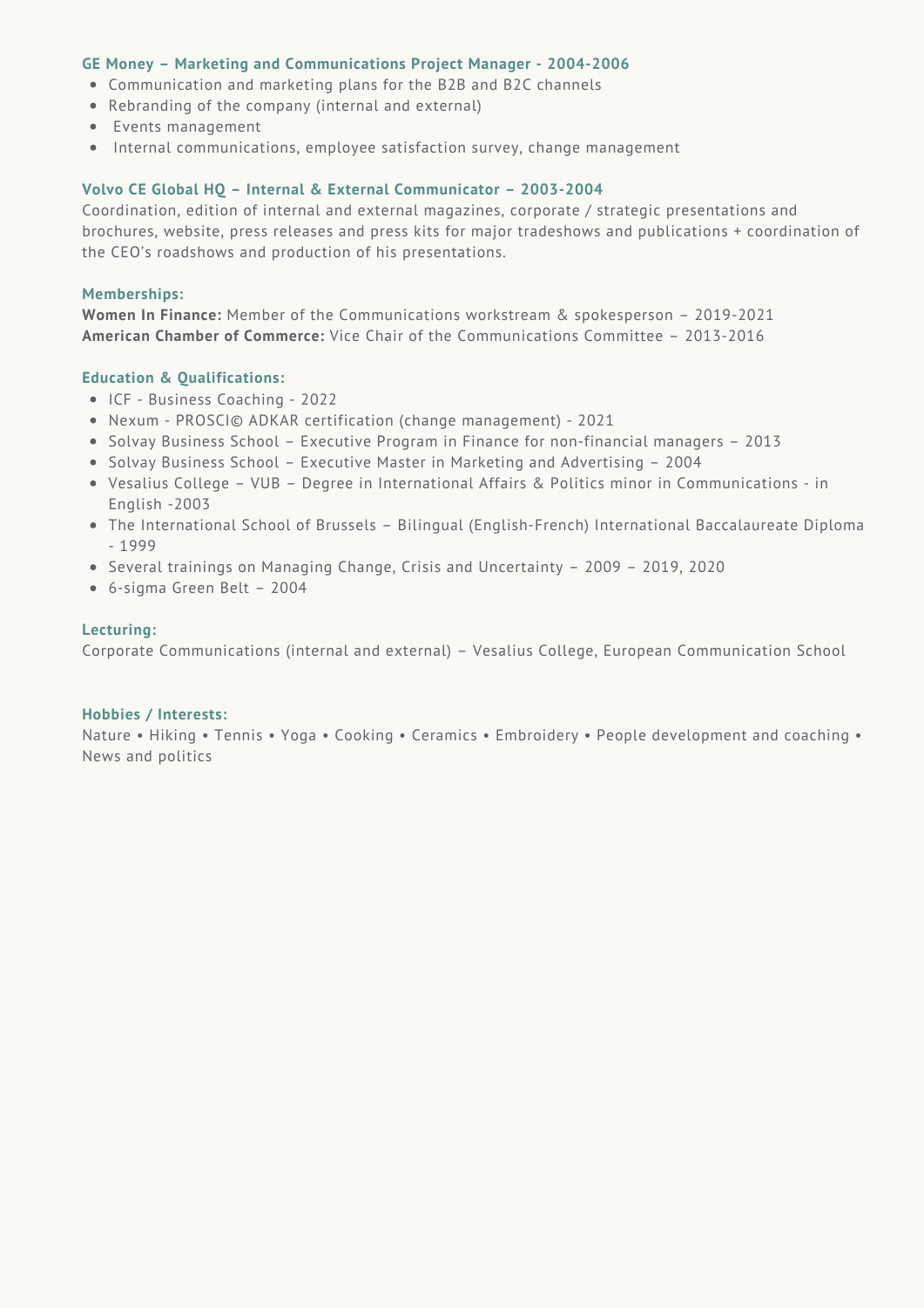### GE Money – Marketing and Communications Project Manager - 2004-2006

- Communication and marketing plans for the B2B and B2C channels
- Rebranding of the company (internal and external)
- Events management
- Internal communications, employee satisfaction survey, change management

### Volvo CE Global HQ – Internal & External Communicator – 2003-2004

Coordination, edition of internal and external magazines, corporate / strategic presentations and brochures, website, press releases and press kits for major tradeshows and publications + coordination of the CEO's roadshows and production of his presentations.

### Memberships:

**Women In Finance:** Member of the Communications workstream & spokesperson – 2019-2021
**American Chamber of Commerce:** Vice Chair of the Communications Committee – 2013-2016

### Education & Qualifications:

- ICF - Business Coaching - 2022
- Nexum - PROSCI© ADKAR certification (change management) - 2021
- Solvay Business School – Executive Program in Finance for non-financial managers – 2013
- Solvay Business School – Executive Master in Marketing and Advertising – 2004
- Vesalius College – VUB – Degree in International Affairs & Politics minor in Communications - in English -2003
- The International School of Brussels – Bilingual (English-French) International Baccalaureate Diploma - 1999
- Several trainings on Managing Change, Crisis and Uncertainty – 2009 – 2019, 2020
- 6-sigma Green Belt – 2004

### Lecturing:

Corporate Communications (internal and external) – Vesalius College, European Communication School

### Hobbies / Interests:

Nature • Hiking • Tennis • Yoga • Cooking • Ceramics • Embroidery • People development and coaching • News and politics